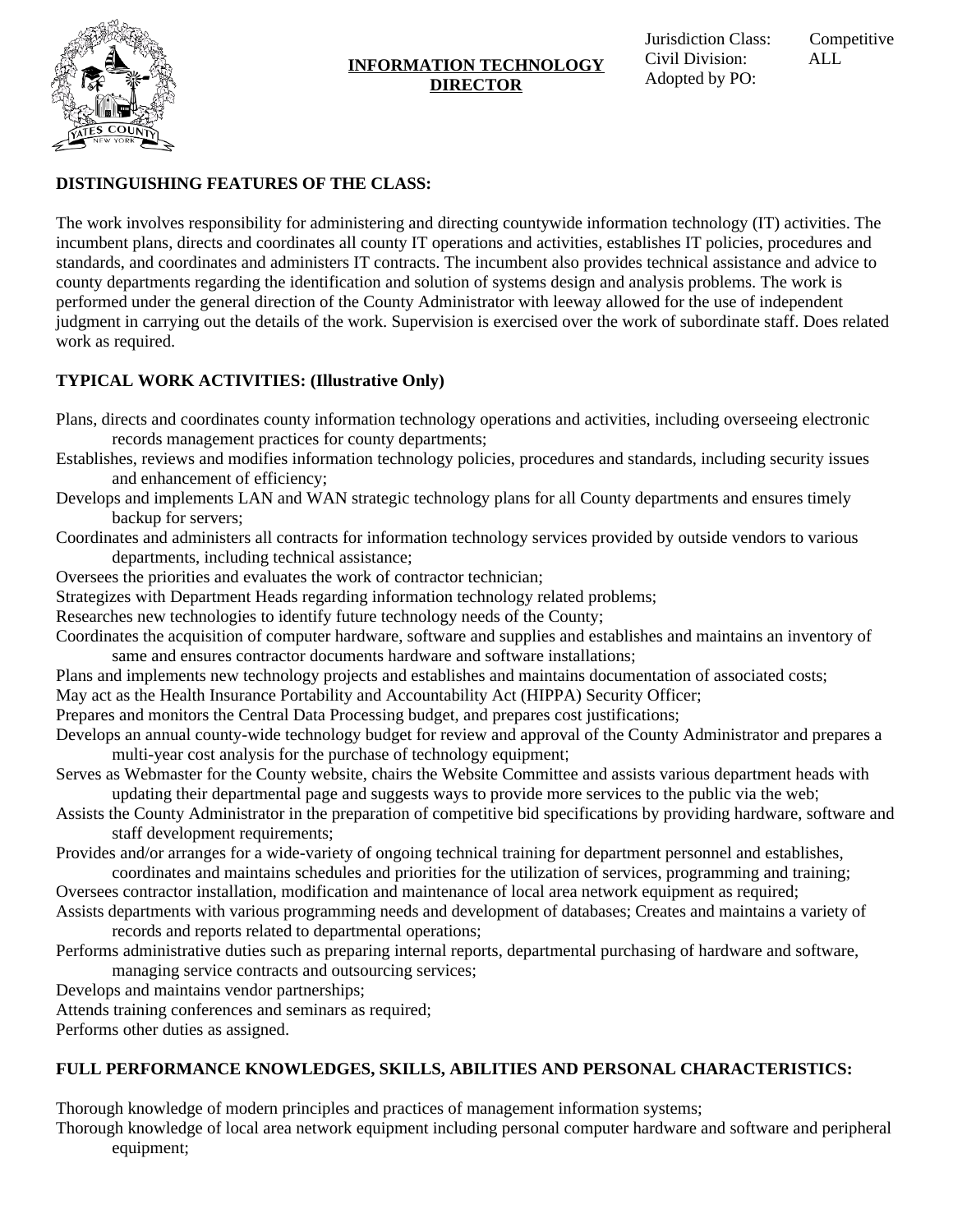# INFORMATION TECHNOLOGY DIRECTOR

Jurisdiction Class: Competitive
Civil Division: ALL
Adopted by PO:

## DISTINGUISHING FEATURES OF THE CLASS:

The work involves responsibility for administering and directing countywide information technology (IT) activities. The incumbent plans, directs and coordinates all county IT operations and activities, establishes IT policies, procedures and standards, and coordinates and administers IT contracts. The incumbent also provides technical assistance and advice to county departments regarding the identification and solution of systems design and analysis problems. The work is performed under the general direction of the County Administrator with leeway allowed for the use of independent judgment in carrying out the details of the work. Supervision is exercised over the work of subordinate staff. Does related work as required.

## TYPICAL WORK ACTIVITIES: (Illustrative Only)

Plans, directs and coordinates county information technology operations and activities, including overseeing electronic records management practices for county departments;
Establishes, reviews and modifies information technology policies, procedures and standards, including security issues and enhancement of efficiency;
Develops and implements LAN and WAN strategic technology plans for all County departments and ensures timely backup for servers;
Coordinates and administers all contracts for information technology services provided by outside vendors to various departments, including technical assistance;
Oversees the priorities and evaluates the work of contractor technician;
Strategizes with Department Heads regarding information technology related problems;
Researches new technologies to identify future technology needs of the County;
Coordinates the acquisition of computer hardware, software and supplies and establishes and maintains an inventory of same and ensures contractor documents hardware and software installations;
Plans and implements new technology projects and establishes and maintains documentation of associated costs;
May act as the Health Insurance Portability and Accountability Act (HIPPA) Security Officer;
Prepares and monitors the Central Data Processing budget, and prepares cost justifications;
Develops an annual county-wide technology budget for review and approval of the County Administrator and prepares a multi-year cost analysis for the purchase of technology equipment;
Serves as Webmaster for the County website, chairs the Website Committee and assists various department heads with updating their departmental page and suggests ways to provide more services to the public via the web;
Assists the County Administrator in the preparation of competitive bid specifications by providing hardware, software and staff development requirements;
Provides and/or arranges for a wide-variety of ongoing technical training for department personnel and establishes, coordinates and maintains schedules and priorities for the utilization of services, programming and training;
Oversees contractor installation, modification and maintenance of local area network equipment as required;
Assists departments with various programming needs and development of databases; Creates and maintains a variety of records and reports related to departmental operations;
Performs administrative duties such as preparing internal reports, departmental purchasing of hardware and software, managing service contracts and outsourcing services;
Develops and maintains vendor partnerships;
Attends training conferences and seminars as required;
Performs other duties as assigned.

## FULL PERFORMANCE KNOWLEDGES, SKILLS, ABILITIES AND PERSONAL CHARACTERISTICS:

Thorough knowledge of modern principles and practices of management information systems;
Thorough knowledge of local area network equipment including personal computer hardware and software and peripheral equipment;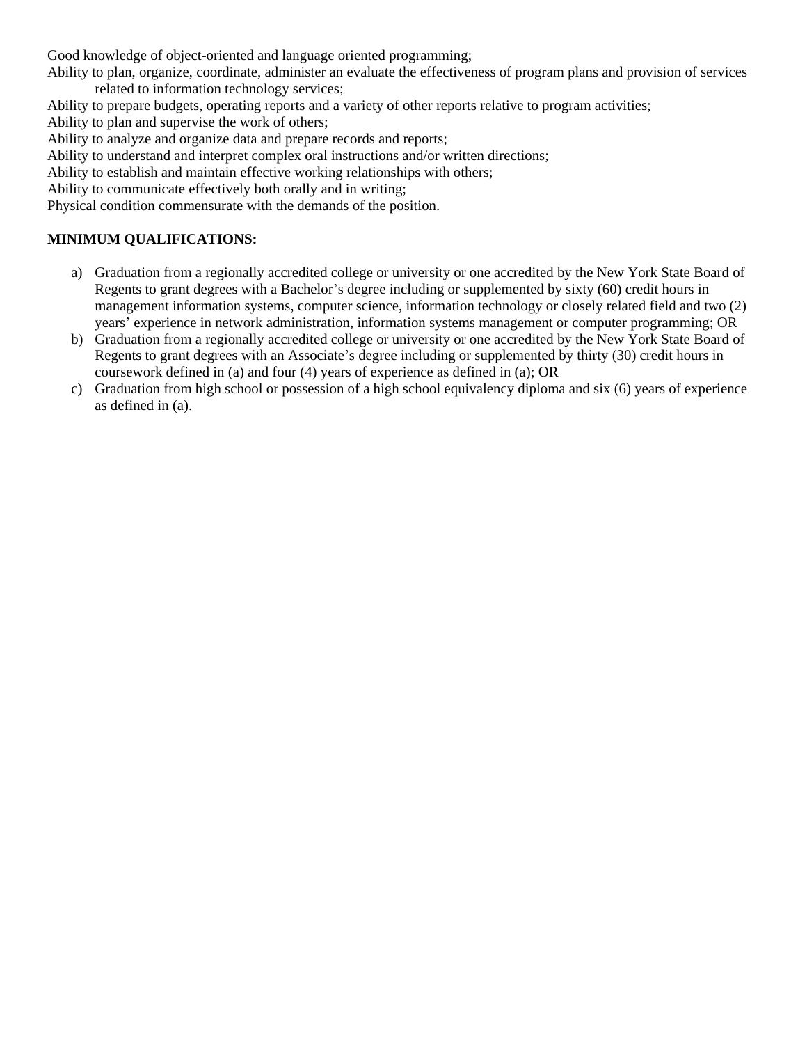Good knowledge of object-oriented and language oriented programming;
Ability to plan, organize, coordinate, administer an evaluate the effectiveness of program plans and provision of services related to information technology services;
Ability to prepare budgets, operating reports and a variety of other reports relative to program activities;
Ability to plan and supervise the work of others;
Ability to analyze and organize data and prepare records and reports;
Ability to understand and interpret complex oral instructions and/or written directions;
Ability to establish and maintain effective working relationships with others;
Ability to communicate effectively both orally and in writing;
Physical condition commensurate with the demands of the position.

**MINIMUM QUALIFICATIONS:**

a) Graduation from a regionally accredited college or university or one accredited by the New York State Board of Regents to grant degrees with a Bachelor's degree including or supplemented by sixty (60) credit hours in management information systems, computer science, information technology or closely related field and two (2) years' experience in network administration, information systems management or computer programming; OR
b) Graduation from a regionally accredited college or university or one accredited by the New York State Board of Regents to grant degrees with an Associate's degree including or supplemented by thirty (30) credit hours in coursework defined in (a) and four (4) years of experience as defined in (a); OR
c) Graduation from high school or possession of a high school equivalency diploma and six (6) years of experience as defined in (a).